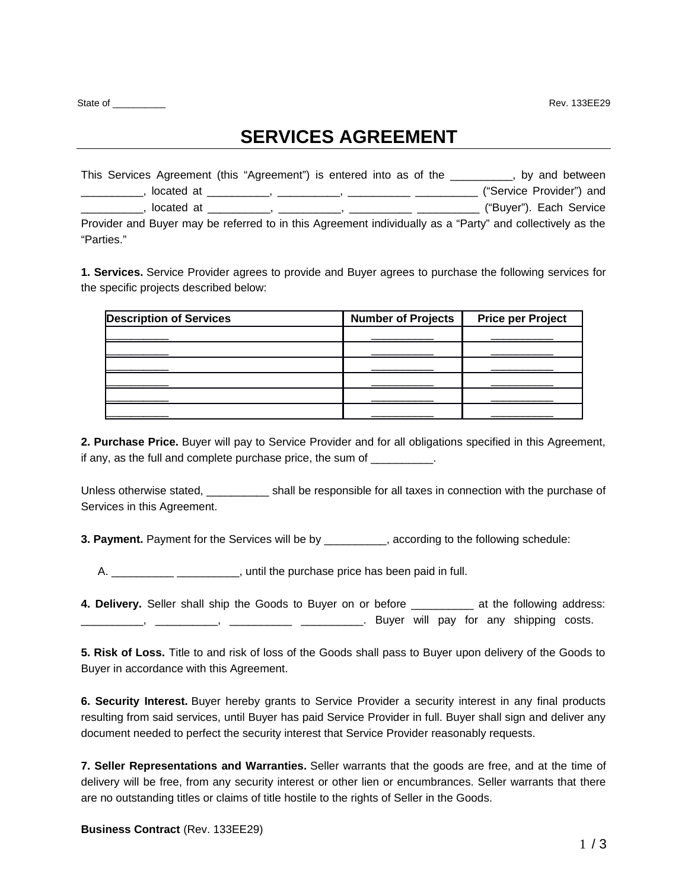State of __________

# SERVICES AGREEMENT

This Services Agreement (this "Agreement") is entered into as of the __________, by and between __________, located at __________, __________, __________ __________ ("Service Provider") and __________, located at __________, __________, __________ __________ ("Buyer"). Each Service Provider and Buyer may be referred to in this Agreement individually as a "Party" and collectively as the "Parties."

**1. Services.** Service Provider agrees to provide and Buyer agrees to purchase the following services for the specific projects described below:

| Description of Services | Number of Projects | Price per Project |
| --- | --- | --- |
| __________ | __________ | __________ |
| __________ | __________ | __________ |
| __________ | __________ | __________ |
| __________ | __________ | __________ |
| __________ | __________ | __________ |
| __________ | __________ | __________ |

**2. Purchase Price.** Buyer will pay to Service Provider and for all obligations specified in this Agreement, if any, as the full and complete purchase price, the sum of __________.

Unless otherwise stated, __________ shall be responsible for all taxes in connection with the purchase of Services in this Agreement.

**3. Payment.** Payment for the Services will be by __________, according to the following schedule:

A. __________ __________, until the purchase price has been paid in full.

**4. Delivery.** Seller shall ship the Goods to Buyer on or before __________ at the following address: __________, __________, __________ __________. Buyer will pay for any shipping costs.

**5. Risk of Loss.** Title to and risk of loss of the Goods shall pass to Buyer upon delivery of the Goods to Buyer in accordance with this Agreement.

**6. Security Interest.** Buyer hereby grants to Service Provider a security interest in any final products resulting from said services, until Buyer has paid Service Provider in full. Buyer shall sign and deliver any document needed to perfect the security interest that Service Provider reasonably requests.

**7. Seller Representations and Warranties.** Seller warrants that the goods are free, and at the time of delivery will be free, from any security interest or other lien or encumbrances. Seller warrants that there are no outstanding titles or claims of title hostile to the rights of Seller in the Goods.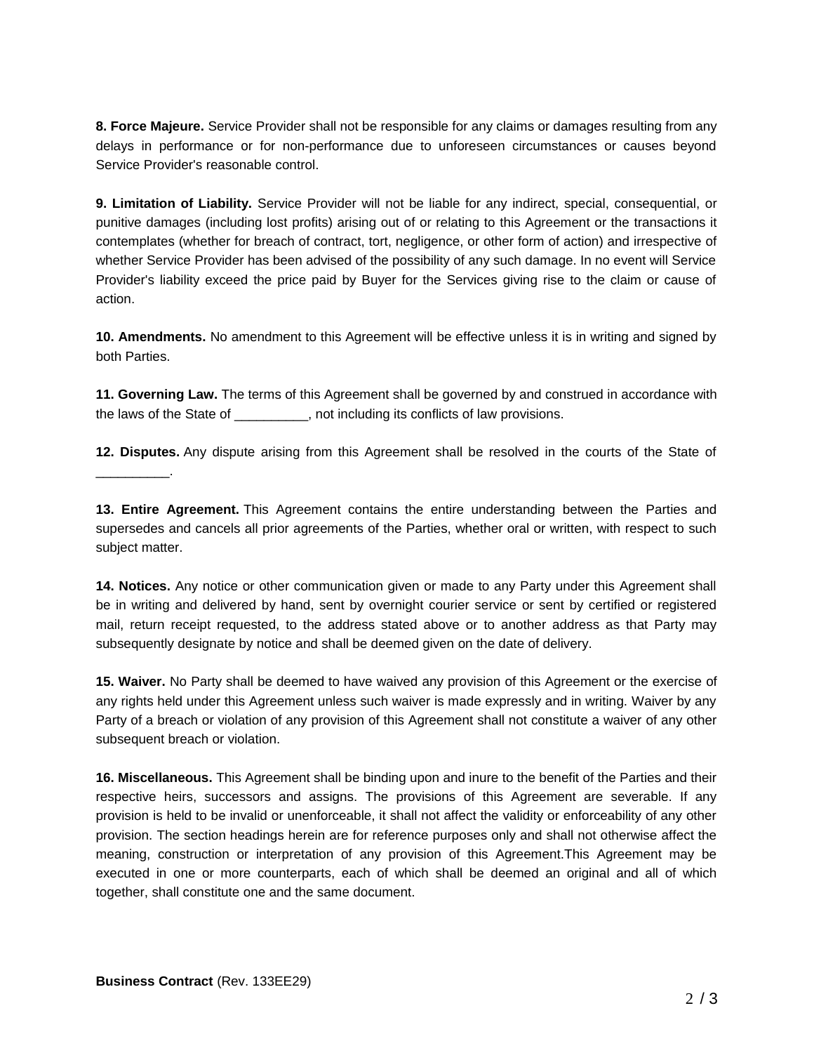**8. Force Majeure.** Service Provider shall not be responsible for any claims or damages resulting from any delays in performance or for non-performance due to unforeseen circumstances or causes beyond Service Provider's reasonable control.

**9. Limitation of Liability.** Service Provider will not be liable for any indirect, special, consequential, or punitive damages (including lost profits) arising out of or relating to this Agreement or the transactions it contemplates (whether for breach of contract, tort, negligence, or other form of action) and irrespective of whether Service Provider has been advised of the possibility of any such damage. In no event will Service Provider's liability exceed the price paid by Buyer for the Services giving rise to the claim or cause of action.

**10. Amendments.** No amendment to this Agreement will be effective unless it is in writing and signed by both Parties.

**11. Governing Law.** The terms of this Agreement shall be governed by and construed in accordance with the laws of the State of __________, not including its conflicts of law provisions.

**12. Disputes.** Any dispute arising from this Agreement shall be resolved in the courts of the State of __________.

**13. Entire Agreement.** This Agreement contains the entire understanding between the Parties and supersedes and cancels all prior agreements of the Parties, whether oral or written, with respect to such subject matter.

**14. Notices.** Any notice or other communication given or made to any Party under this Agreement shall be in writing and delivered by hand, sent by overnight courier service or sent by certified or registered mail, return receipt requested, to the address stated above or to another address as that Party may subsequently designate by notice and shall be deemed given on the date of delivery.

**15. Waiver.** No Party shall be deemed to have waived any provision of this Agreement or the exercise of any rights held under this Agreement unless such waiver is made expressly and in writing. Waiver by any Party of a breach or violation of any provision of this Agreement shall not constitute a waiver of any other subsequent breach or violation.

**16. Miscellaneous.** This Agreement shall be binding upon and inure to the benefit of the Parties and their respective heirs, successors and assigns. The provisions of this Agreement are severable. If any provision is held to be invalid or unenforceable, it shall not affect the validity or enforceability of any other provision. The section headings herein are for reference purposes only and shall not otherwise affect the meaning, construction or interpretation of any provision of this Agreement.This Agreement may be executed in one or more counterparts, each of which shall be deemed an original and all of which together, shall constitute one and the same document.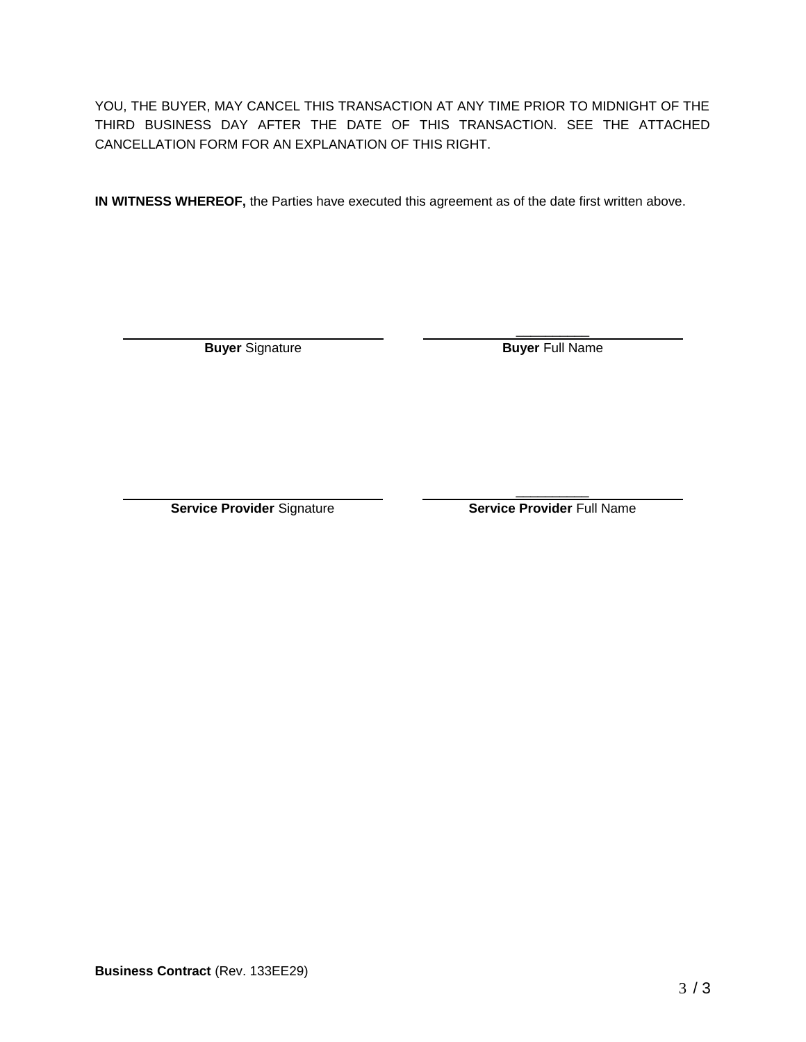YOU, THE BUYER, MAY CANCEL THIS TRANSACTION AT ANY TIME PRIOR TO MIDNIGHT OF THE THIRD BUSINESS DAY AFTER THE DATE OF THIS TRANSACTION. SEE THE ATTACHED CANCELLATION FORM FOR AN EXPLANATION OF THIS RIGHT.

**IN WITNESS WHEREOF,** the Parties have executed this agreement as of the date first written above.

| | |
|---|---|
| ______________________________ | ______________________________ |
| **Buyer** Signature | **Buyer** Full Name |

| | |
|---|---|
| ______________________________ | ______________________________ |
| **Service Provider** Signature | **Service Provider** Full Name |

**Business Contract** (Rev. 133EE29)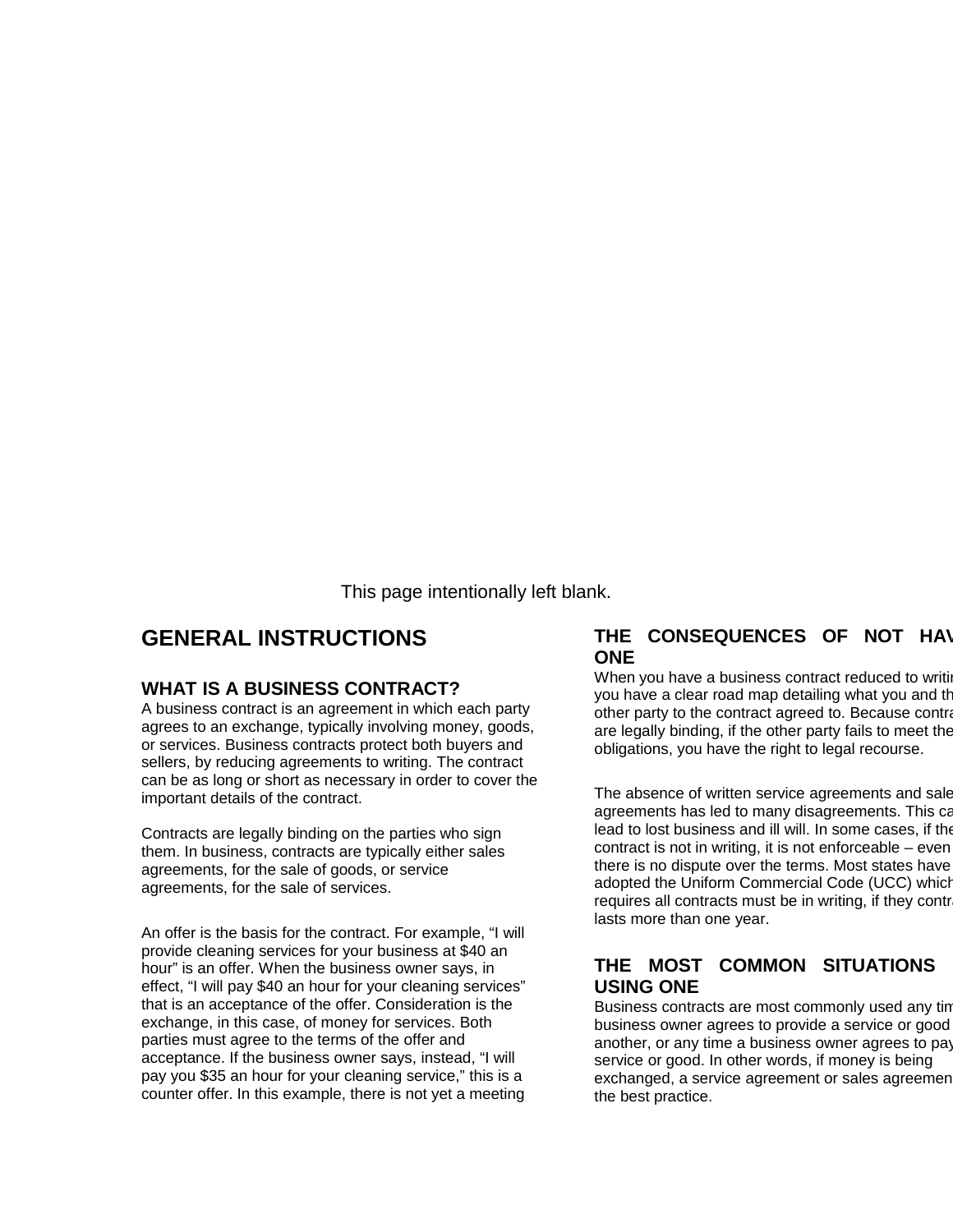This page intentionally left blank.

# GENERAL INSTRUCTIONS

## WHAT IS A BUSINESS CONTRACT?

A business contract is an agreement in which each party agrees to an exchange, typically involving money, goods, or services. Business contracts protect both buyers and sellers, by reducing agreements to writing. The contract can be as long or short as necessary in order to cover the important details of the contract.

Contracts are legally binding on the parties who sign them. In business, contracts are typically either sales agreements, for the sale of goods, or service agreements, for the sale of services.

An offer is the basis for the contract. For example, “I will provide cleaning services for your business at $40 an hour” is an offer. When the business owner says, in effect, “I will pay $40 an hour for your cleaning services” that is an acceptance of the offer. Consideration is the exchange, in this case, of money for services. Both parties must agree to the terms of the offer and acceptance. If the business owner says, instead, “I will pay you $35 an hour for your cleaning service,” this is a counter offer. In this example, there is not yet a meeting

## THE CONSEQUENCES OF NOT HAV ONE

When you have a business contract reduced to writin you have a clear road map detailing what you and th other party to the contract agreed to. Because contra are legally binding, if the other party fails to meet the obligations, you have the right to legal recourse.

The absence of written service agreements and sale agreements has led to many disagreements. This ca lead to lost business and ill will. In some cases, if the contract is not in writing, it is not enforceable – even there is no dispute over the terms. Most states have adopted the Uniform Commercial Code (UCC) which requires all contracts must be in writing, if they contra lasts more than one year.

## THE MOST COMMON SITUATIONS USING ONE

Business contracts are most commonly used any tim business owner agrees to provide a service or good another, or any time a business owner agrees to pay service or good. In other words, if money is being exchanged, a service agreement or sales agreemen the best practice.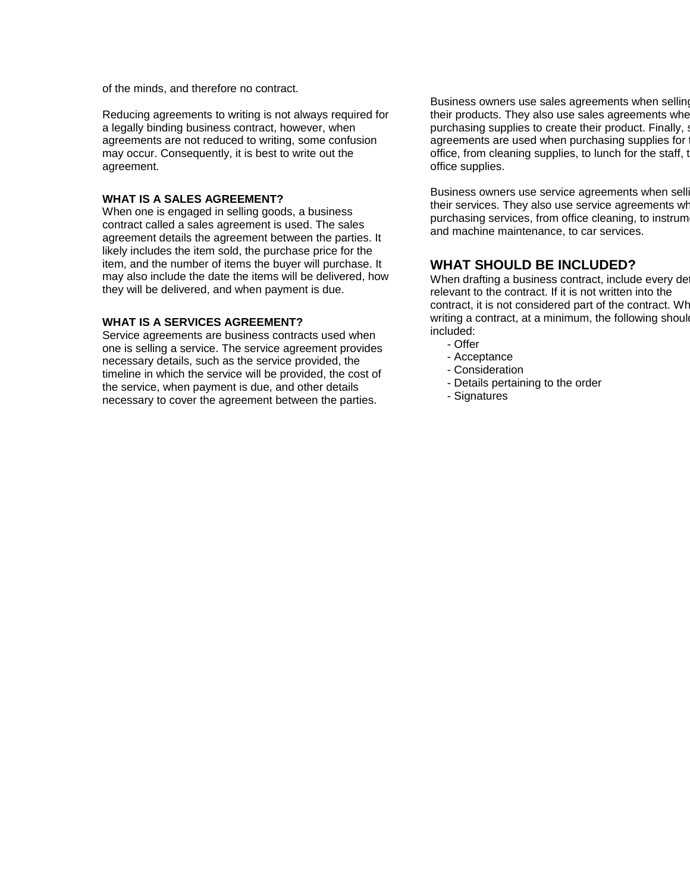of the minds, and therefore no contract.

Reducing agreements to writing is not always required for a legally binding business contract, however, when agreements are not reduced to writing, some confusion may occur. Consequently, it is best to write out the agreement.

### WHAT IS A SALES AGREEMENT?

When one is engaged in selling goods, a business contract called a sales agreement is used. The sales agreement details the agreement between the parties. It likely includes the item sold, the purchase price for the item, and the number of items the buyer will purchase. It may also include the date the items will be delivered, how they will be delivered, and when payment is due.

### WHAT IS A SERVICES AGREEMENT?

Service agreements are business contracts used when one is selling a service. The service agreement provides necessary details, such as the service provided, the timeline in which the service will be provided, the cost of the service, when payment is due, and other details necessary to cover the agreement between the parties.

Business owners use sales agreements when selling their products. They also use sales agreements whe purchasing supplies to create their product. Finally, s agreements are used when purchasing supplies for t office, from cleaning supplies, to lunch for the staff, t office supplies.

Business owners use service agreements when selli their services. They also use service agreements wh purchasing services, from office cleaning, to instrume and machine maintenance, to car services.

## WHAT SHOULD BE INCLUDED?

When drafting a business contract, include every det relevant to the contract. If it is not written into the contract, it is not considered part of the contract. Wh writing a contract, at a minimum, the following should included:

- Offer
- Acceptance
- Consideration
- Details pertaining to the order
- Signatures